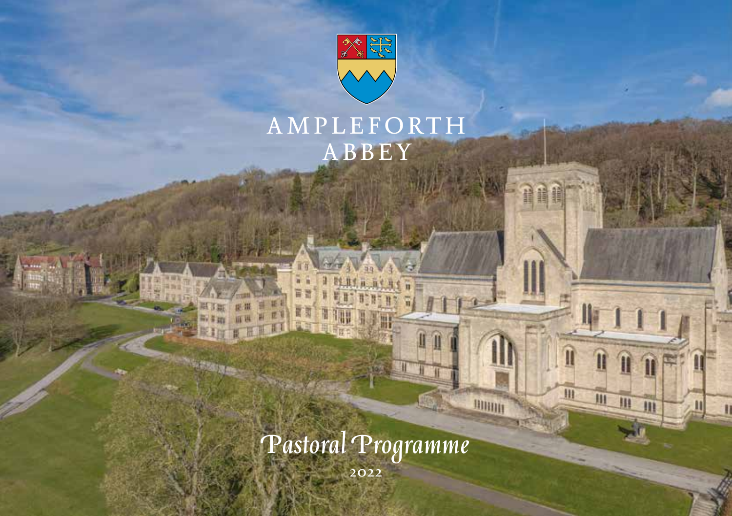# AMPLEFORTH ABBEY

## Pastoral Programme

2022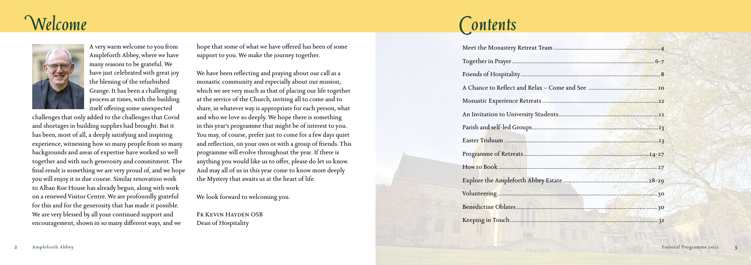# Welcome

A very warm welcome to you from Ampleforth Abbey, where we have many reasons to be grateful. We have just celebrated with great joy the blessing of the refurbished Grange. It has been a challenging process at times, with the building itself offering some unexpected challenges that only added to the challenges that Covid and shortages in building supplies had brought. But it has been, most of all, a deeply satisfying and inspiring experience, witnessing how so many people from so many backgrounds and areas of expertise have worked so well together and with such generosity and commitment. The final result is something we are very proud of, and we hope you will enjoy it in due course. Similar renovation work to Alban Roe House has already begun, along with work on a renewed Visitor Centre. We are profoundly grateful for this and for the generosity that has made it possible. We are very blessed by all your continued support and encouragement, shown in so many different ways, and we hope that some of what we have offered has been of some support to you. We make the journey together.

We have been reflecting and praying about our call as a monastic community and especially about our mission, which we see very much as that of placing our life together at the service of the Church, inviting all to come and to share, in whatever way is appropriate for each person, what and who we love so deeply. We hope there is something in this year's programme that might be of interest to you. You may, of course, prefer just to come for a few days quiet and reflection, on your own or with a group of friends. This programme will evolve throughout the year. If there is anything you would like us to offer, please do let us know. And may all of us in this year come to know more deeply the Mystery that awaits us at the heart of life.

We look forward to welcoming you.

Fr Kevin Hayden OSB
Dean of Hospitality

# Contents

Meet the Monastery Retreat Team ..... 4
Together in Prayer ..... 6-7
Friends of Hospitality ..... 8
A Chance to Reflect and Relax – Come and See ..... 10
Monastic Experience Retreats ..... 12
An Invitation to University Students ..... 12
Parish and self-led Groups ..... 13
Easter Triduum ..... 13
Programme of Retreats ..... 14-27
How to Book ..... 27
Explore the Ampleforth Abbey Estate ..... 28-29
Volunteering ..... 30
Benedictine Oblates ..... 30
Keeping in Touch ..... 31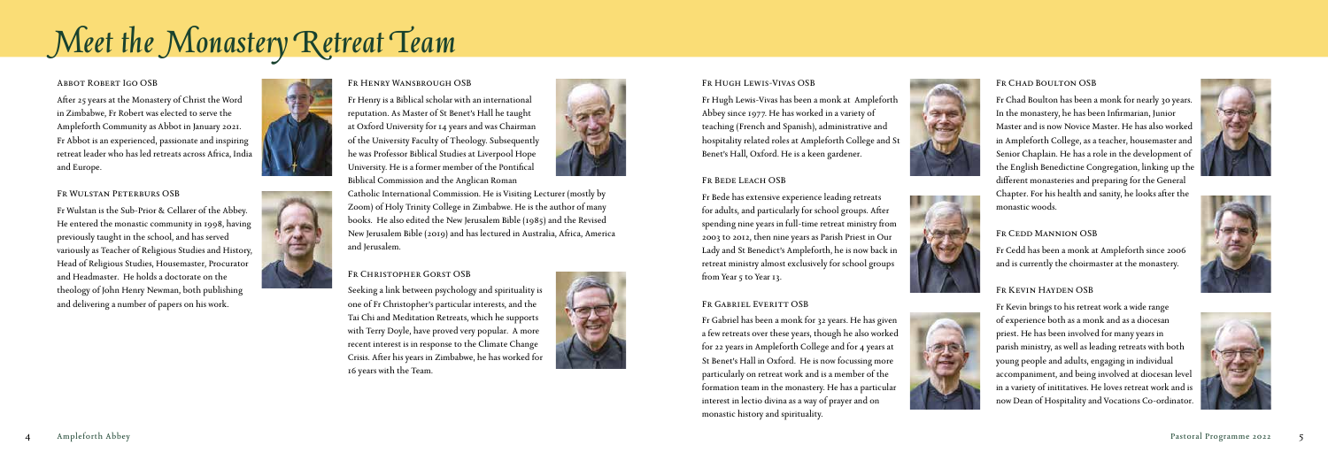# Meet the Monastery Retreat Team

### Abbot Robert Igo OSB

After 25 years at the Monastery of Christ the Word in Zimbabwe, Fr Robert was elected to serve the Ampleforth Community as Abbot in January 2021. Fr Abbot is an experienced, passionate and inspiring retreat leader who has led retreats across Africa, India and Europe.

### Fr Wulstan Peterburs OSB

Fr Wulstan is the Sub-Prior & Cellarer of the Abbey. He entered the monastic community in 1998, having previously taught in the school, and has served variously as Teacher of Religious Studies and History, Head of Religious Studies, Housemaster, Procurator and Headmaster. He holds a doctorate on the theology of John Henry Newman, both publishing and delivering a number of papers on his work.

### Fr Henry Wansbrough OSB

Fr Henry is a Biblical scholar with an international reputation. As Master of St Benet's Hall he taught at Oxford University for 14 years and was Chairman of the University Faculty of Theology. Subsequently he was Professor Biblical Studies at Liverpool Hope University. He is a former member of the Pontifical Biblical Commission and the Anglican Roman Catholic International Commission. He is Visiting Lecturer (mostly by Zoom) of Holy Trinity College in Zimbabwe. He is the author of many books. He also edited the New Jerusalem Bible (1985) and the Revised New Jerusalem Bible (2019) and has lectured in Australia, Africa, America and Jerusalem.

### Fr Christopher Gorst OSB

Seeking a link between psychology and spirituality is one of Fr Christopher's particular interests, and the Tai Chi and Meditation Retreats, which he supports with Terry Doyle, have proved very popular. A more recent interest is in response to the Climate Change Crisis. After his years in Zimbabwe, he has worked for 16 years with the Team.

### Fr Hugh Lewis-Vivas OSB

Fr Hugh Lewis-Vivas has been a monk at Ampleforth Abbey since 1977. He has worked in a variety of teaching (French and Spanish), administrative and hospitality related roles at Ampleforth College and St Benet's Hall, Oxford. He is a keen gardener.

### Fr Bede Leach OSB

Fr Bede has extensive experience leading retreats for adults, and particularly for school groups. After spending nine years in full-time retreat ministry from 2003 to 2012, then nine years as Parish Priest in Our Lady and St Benedict's Ampleforth, he is now back in retreat ministry almost exclusively for school groups from Year 5 to Year 13.

### Fr Gabriel Everitt OSB

Fr Gabriel has been a monk for 32 years. He has given a few retreats over these years, though he also worked for 22 years in Ampleforth College and for 4 years at St Benet's Hall in Oxford. He is now focussing more particularly on retreat work and is a member of the formation team in the monastery. He has a particular interest in lectio divina as a way of prayer and on monastic history and spirituality.

### Fr Chad Boulton OSB

Fr Chad Boulton has been a monk for nearly 30 years. In the monastery, he has been Infirmarian, Junior Master and is now Novice Master. He has also worked in Ampleforth College, as a teacher, housemaster and Senior Chaplain. He has a role in the development of the English Benedictine Congregation, linking up the different monasteries and preparing for the General Chapter. For his health and sanity, he looks after the monastic woods.

### Fr Cedd Mannion OSB

Fr Cedd has been a monk at Ampleforth since 2006 and is currently the choirmaster at the monastery.

### Fr Kevin Hayden OSB

Fr Kevin brings to his retreat work a wide range of experience both as a monk and as a diocesan priest. He has been involved for many years in parish ministry, as well as leading retreats with both young people and adults, engaging in individual accompaniment, and being involved at diocesan level in a variety of inititatives. He loves retreat work and is now Dean of Hospitality and Vocations Co-ordinator.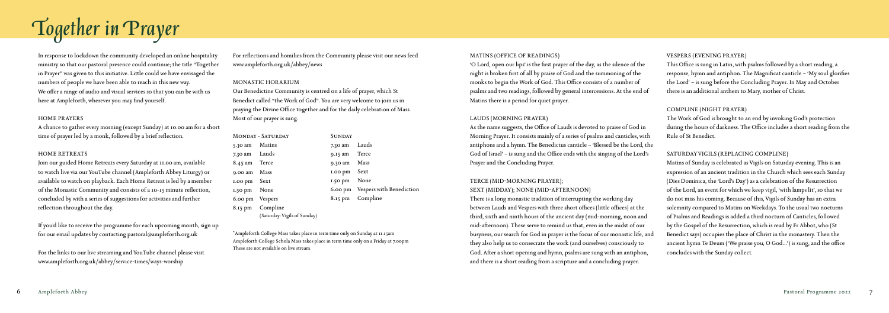# Together in Prayer

In response to lockdown the community developed an online hospitality ministry so that our pastoral presence could continue; the title "Together in Prayer" was given to this initiative. Little could we have envisaged the numbers of people we have been able to reach in this new way. We offer a range of audio and visual services so that you can be with us here at Ampleforth, wherever you may find yourself.

## HOME PRAYERS

A chance to gather every morning (except Sunday) at 10.00 am for a short time of prayer led by a monk, followed by a brief reflection.

## HOME RETREATS

Join our guided Home Retreats every Saturday at 11.00 am, available to watch live via our YouTube channel (Ampleforth Abbey Liturgy) or available to watch on playback. Each Home Retreat is led by a member of the Monastic Community and consists of a 10-15 minute reflection, concluded by with a series of suggestions for activities and further reflection throughout the day.

If you'd like to receive the programme for each upcoming month, sign up for our email updates by contacting pastoral@ampleforth.org.uk

For the links to our live streaming and YouTube channel please visit www.ampleforth.org.uk/abbey/service-times/ways-worship

For reflections and homilies from the Community please visit our news feed www.ampleforth.org.uk/abbey/news

## MONASTIC HORARIUM

Our Benedictine Community is centred on a life of prayer, which St Benedict called "the Work of God". You are very welcome to join us in praying the Divine Office together and for the daily celebration of Mass. Most of our prayer is sung.

| Monday - Saturday | | Sunday | |
|---|---|---|---|
| 5.30 am | Matins | 7.30 am | Lauds |
| 7.30 am | Lauds | 9.15 am | Terce |
| 8.45 am | Terce | 9.30 am | Mass |
| 9.00 am | Mass | 1.00 pm | Sext |
| 1.00 pm | Sext | 1.50 pm | None |
| 1.50 pm | None | 6.00 pm | Vespers with Benediction |
| 6.00 pm | Vespers | 8.15 pm | Compline |
| 8.15 pm | Compline (Saturday: Vigils of Sunday) | | |

*Ampleforth College Mass takes place in term time only on Sunday at 11.15am
Ampleforth College Schola Mass takes place in term time only on a Friday at 7.00pm
These are not available on live stream.

## MATINS (OFFICE OF READINGS)

'O Lord, open our lips' is the first prayer of the day, as the silence of the night is broken first of all by praise of God and the summoning of the monks to begin the Work of God. This Office consists of a number of psalms and two readings, followed by general intercessions. At the end of Matins there is a period for quiet prayer.

## LAUDS (MORNING PRAYER)

As the name suggests, the Office of Lauds is devoted to praise of God in Morning Prayer. It consists mainly of a series of psalms and canticles, with antiphons and a hymn. The Benedictus canticle – 'Blessed be the Lord, the God of Israel' – is sung and the Office ends with the singing of the Lord's Prayer and the Concluding Prayer.

## TERCE (MID-MORNING PRAYER); SEXT (MIDDAY); NONE (MID-AFTERNOON)

There is a long monastic tradition of interrupting the working day between Lauds and Vespers with three short offices (little offices) at the third, sixth and ninth hours of the ancient day (mid-morning, noon and mid-afternoon). These serve to remind us that, even in the midst of our busyness, our search for God in prayer is the focus of our monastic life, and they also help us to consecrate the work (and ourselves) consciously to God. After a short opening and hymn, psalms are sung with an antiphon, and there is a short reading from a scripture and a concluding prayer.

## VESPERS (EVENING PRAYER)

This Office is sung in Latin, with psalms followed by a short reading, a response, hymn and antiphon. The Magnificat canticle – 'My soul glorifies the Lord' – is sung before the Concluding Prayer. In May and October there is an additional anthem to Mary, mother of Christ.

## COMPLINE (NIGHT PRAYER)

The Work of God is brought to an end by invoking God's protection during the hours of darkness. The Office includes a short reading from the Rule of St Benedict.

## SATURDAY VIGILS (REPLACING COMPLINE)

Matins of Sunday is celebrated as Vigils on Saturday evening. This is an expression of an ancient tradition in the Church which sees each Sunday (Dies Dominica, the 'Lord's Day') as a celebration of the Resurrection of the Lord, an event for which we keep vigil, 'with lamps lit', so that we do not miss his coming. Because of this, Vigils of Sunday has an extra solemnity compared to Matins on Weekdays. To the usual two nocturns of Psalms and Readings is added a third nocturn of Canticles, followed by the Gospel of the Resurrection, which is read by Fr Abbot, who (St Benedict says) occupies the place of Christ in the monastery. Then the ancient hymn Te Deum ('We praise you, O God…') is sung, and the office concludes with the Sunday collect.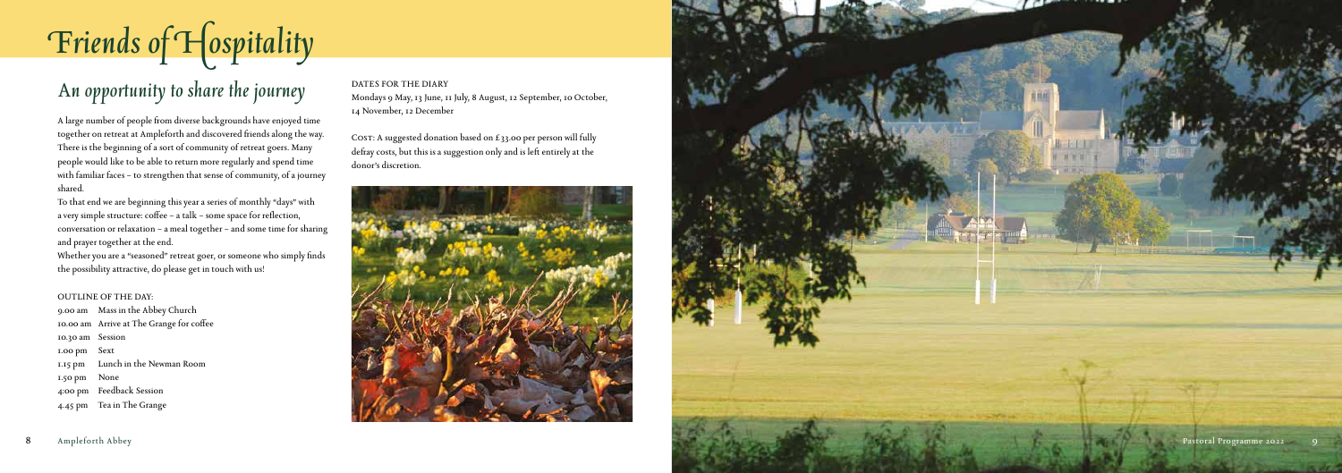# Friends of Hospitality

## An opportunity to share the journey

A large number of people from diverse backgrounds have enjoyed time together on retreat at Ampleforth and discovered friends along the way. There is the beginning of a sort of community of retreat goers. Many people would like to be able to return more regularly and spend time with familiar faces – to strengthen that sense of community, of a journey shared.

To that end we are beginning this year a series of monthly "days" with a very simple structure: coffee – a talk – some space for reflection, conversation or relaxation – a meal together – and some time for sharing and prayer together at the end.

Whether you are a "seasoned" retreat goer, or someone who simply finds the possibility attractive, do please get in touch with us!

OUTLINE OF THE DAY:

| | |
|---|---|
| 9.00 am | Mass in the Abbey Church |
| 10.00 am | Arrive at The Grange for coffee |
| 10.30 am | Session |
| 1.00 pm | Sext |
| 1.15 pm | Lunch in the Newman Room |
| 1.50 pm | None |
| 4:00 pm | Feedback Session |
| 4.45 pm | Tea in The Grange |

DATES FOR THE DIARY

Mondays 9 May, 13 June, 11 July, 8 August, 12 September, 10 October, 14 November, 12 December

COST: A suggested donation based on £33.00 per person will fully defray costs, but this is a suggestion only and is left entirely at the donor's discretion.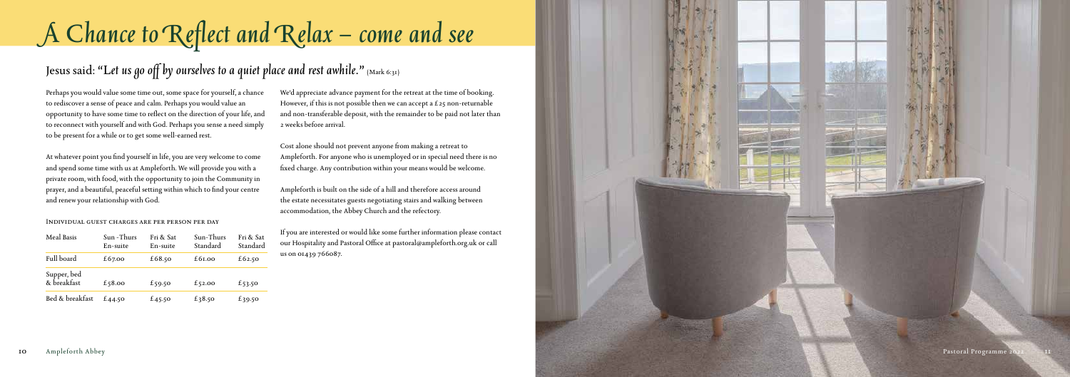# A Chance to Reflect and Relax – come and see

## Jesus said: "Let us go off by ourselves to a quiet place and rest awhile." (Mark 6:31)

Perhaps you would value some time out, some space for yourself, a chance to rediscover a sense of peace and calm. Perhaps you would value an opportunity to have some time to reflect on the direction of your life, and to reconnect with yourself and with God. Perhaps you sense a need simply to be present for a while or to get some well-earned rest.

At whatever point you find yourself in life, you are very welcome to come and spend some time with us at Ampleforth. We will provide you with a private room, with food, with the opportunity to join the Community in prayer, and a beautiful, peaceful setting within which to find your centre and renew your relationship with God.

INDIVIDUAL GUEST CHARGES ARE PER PERSON PER DAY

| Meal Basis | Sun-Thurs En-suite | Fri & Sat En-suite | Sun-Thurs Standard | Fri & Sat Standard |
|---|---|---|---|---|
| Full board | £67.00 | £68.50 | £61.00 | £62.50 |
| Supper, bed & breakfast | £58.00 | £59.50 | £52.00 | £53.50 |
| Bed & breakfast | £44.50 | £45.50 | £38.50 | £39.50 |

We'd appreciate advance payment for the retreat at the time of booking. However, if this is not possible then we can accept a £25 non-returnable and non-transferable deposit, with the remainder to be paid not later than 2 weeks before arrival.

Cost alone should not prevent anyone from making a retreat to Ampleforth. For anyone who is unemployed or in special need there is no fixed charge. Any contribution within your means would be welcome.

Ampleforth is built on the side of a hill and therefore access around the estate necessitates guests negotiating stairs and walking between accommodation, the Abbey Church and the refectory.

If you are interested or would like some further information please contact our Hospitality and Pastoral Office at pastoral@ampleforth.org.uk or call us on 01439 766087.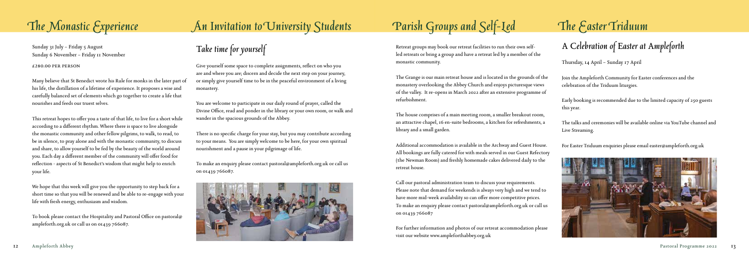# The Monastic Experience

Sunday 31 July – Friday 5 August
Sunday 6 November – Friday 11 November

£280.00 PER PERSON

Many believe that St Benedict wrote his Rule for monks in the later part of his life, the distillation of a lifetime of experience. It proposes a wise and carefully balanced set of elements which go together to create a life that nourishes and feeds our truest selves.

This retreat hopes to offer you a taste of that life, to live for a short while according to a different rhythm. Where there is space to live alongside the monastic community and other fellow pilgrims, to walk, to read, to be in silence, to pray alone and with the monastic community, to discuss and share, to allow yourself to be fed by the beauty of the world around you. Each day a different member of the community will offer food for reflection - aspects of St Benedict's wisdom that might help to enrich your life.

We hope that this week will give you the opportunity to step back for a short time so that you will be renewed and be able to re-engage with your life with fresh energy, enthusiasm and wisdom.

To book please contact the Hospitality and Pastoral Office on pastoral@ampleforth.org.uk or call us on 01439 766087.

# An Invitation to University Students

## Take time for yourself

Give yourself some space to complete assignments, reflect on who you are and where you are; discern and decide the next step on your journey, or simply give yourself time to be in the peaceful environment of a living monastery.

You are welcome to participate in our daily round of prayer, called the Divine Office, read and ponder in the library or your own room, or walk and wander in the spacious grounds of the Abbey.

There is no specific charge for your stay, but you may contribute according to your means. You are simply welcome to be here, for your own spiritual nourishment and a pause in your pilgrimage of life.

To make an enquiry please contact pastoral@ampleforth.org.uk or call us on 01439 766087.

# Parish Groups and Self-Led

Retreat groups may book our retreat facilities to run their own self-led retreats or bring a group and have a retreat led by a member of the monastic community.

The Grange is our main retreat house and is located in the grounds of the monastery overlooking the Abbey Church and enjoys picturesque views of the valley. It re-opens in March 2022 after an extensive programme of refurbishment.

The house comprises of a main meeting room, a smaller breakout room, an attractive chapel, 16 en-suite bedrooms, a kitchen for refreshments, a library and a small garden.

Additional accommodation is available in the Archway and Guest House. All bookings are fully catered for with meals served in our Guest Refectory (the Newman Room) and freshly homemade cakes delivered daily to the retreat house.

Call our pastoral administration team to discuss your requirements. Please note that demand for weekends is always very high and we tend to have more mid-week availability so can offer more competitive prices. To make an enquiry please contact pastoral@ampleforth.org.uk or call us on 01439 766087

For further information and photos of our retreat accommodation please visit our website www.ampleforthabbey.org.uk

# The Easter Triduum

## A Celebration of Easter at Ampleforth

Thursday, 14 April – Sunday 17 April

Join the Ampleforth Community for Easter conferences and the celebration of the Triduum liturgies.

Early booking is recommended due to the limited capacity of 250 guests this year.

The talks and ceremonies will be available online via YouTube channel and Live Streaming.

For Easter Triduum enquiries please email easter@ampleforth.org.uk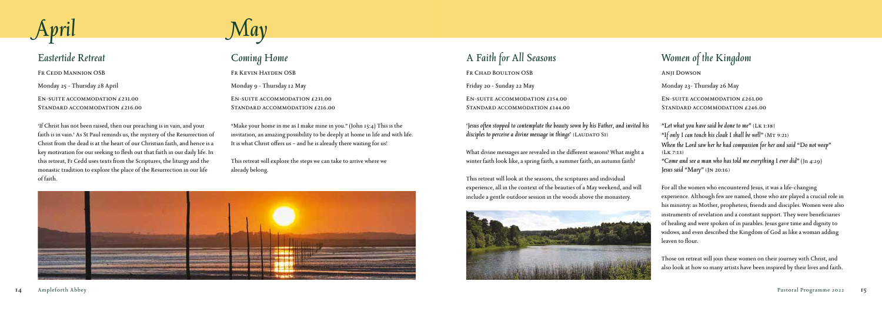# April

## Eastertide Retreat

Fr Cedd Mannion OSB

Monday 25 - Thursday 28 April

En-suite accommodation £231.00
Standard accommodation £216.00

'If Christ has not been raised, then our preaching is in vain, and your faith is in vain.' As St Paul reminds us, the mystery of the Resurrection of Christ from the dead is at the heart of our Christian faith, and hence is a key motivation for our seeking to flesh out that faith in our daily life. In this retreat, Fr Cedd uses texts from the Scriptures, the liturgy and the monastic tradition to explore the place of the Resurrection in our life of faith.

# May

## Coming Home

Fr Kevin Hayden OSB

Monday 9 - Thursday 12 May

En-suite accommodation £231.00
Standard accommodation £216.00

"Make your home in me as I make mine in you." (John 15:4) This is the invitation, an amazing possibility to be deeply at home in life and with life. It is what Christ offers us – and he is already there waiting for us!

This retreat will explore the steps we can take to arrive where we already belong.

## A Faith for All Seasons

Fr Chad Boulton OSB

Friday 20 - Sunday 22 May

En-suite accommodation £154.00
Standard accommodation £144.00

*'Jesus often stopped to contemplate the beauty sown by his Father, and invited his disciples to perceive a divine message in things'* (Laudato Si)

What divine messages are revealed in the different seasons? What might a winter faith look like, a spring faith, a summer faith, an autumn faith?

This retreat will look at the seasons, the scriptures and individual experience, all in the context of the beauties of a May weekend, and will include a gentle outdoor session in the woods above the monastery.

## Women of the Kingdom

Anji Dowson

Monday 23- Thursday 26 May

En-suite accommodation £261.00
Standard accommodation £246.00

*"Let what you have said be done to me"* (Lk 1:38)
*"If only I can touch his cloak I shall be well"* (Mt 9:21)
*When the Lord saw her he had compassion for her and said "Do not weep"* (Lk 7:13)
*"Come and see a man who has told me everything I ever did"* (Jn 4:29)
*Jesus said "Mary"* (Jn 20:16)

For all the women who encountered Jesus, it was a life-changing experience. Although few are named, those who are played a crucial role in his ministry: as Mother, prophetess, friends and disciples. Women were also instruments of revelation and a constant support. They were beneficiaries of healing and were spoken of in parables. Jesus gave time and dignity to widows, and even described the Kingdom of God as like a woman adding leaven to flour.

Those on retreat will join these women on their journey with Christ, and also look at how so many artists have been inspired by their lives and faith.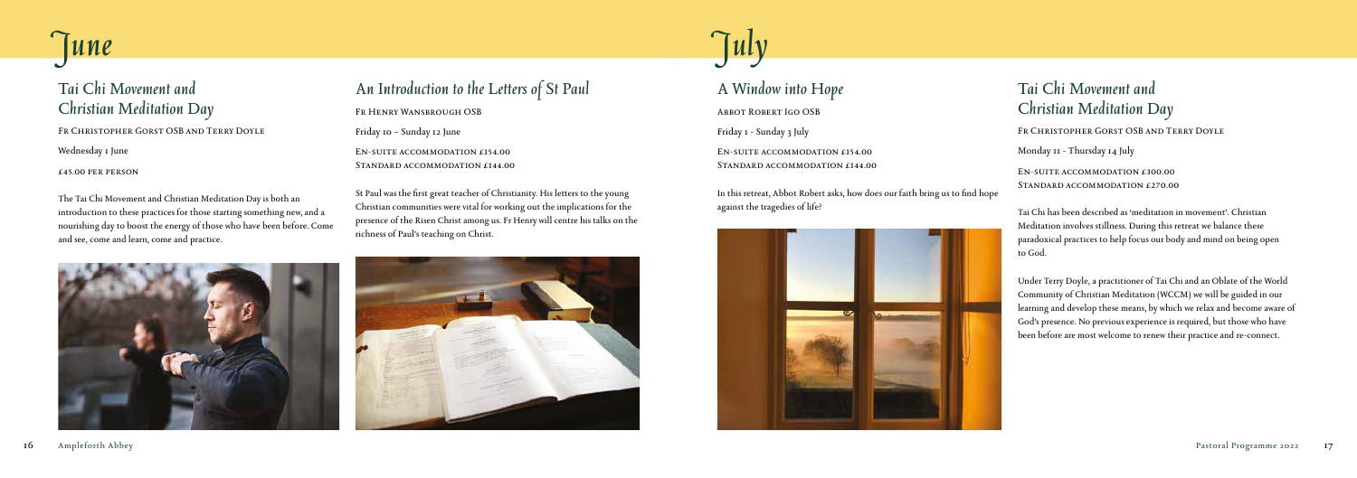# June

## Tai Chi Movement and Christian Meditation Day

Fr Christopher Gorst OSB and Terry Doyle

Wednesday 1 June

£45.00 per person

The Tai Chi Movement and Christian Meditation Day is both an introduction to these practices for those starting something new, and a nourishing day to boost the energy of those who have been before. Come and see, come and learn, come and practice.

## An Introduction to the Letters of St Paul

Fr Henry Wansbrough OSB

Friday 10 – Sunday 12 June

En-suite accommodation £154.00
Standard accommodation £144.00

St Paul was the first great teacher of Christianity. His letters to the young Christian communities were vital for working out the implications for the presence of the Risen Christ among us. Fr Henry will centre his talks on the richness of Paul's teaching on Christ.

# July

## A Window into Hope

Abbot Robert Igo OSB

Friday 1 - Sunday 3 July

En-suite accommodation £154.00
Standard accommodation £144.00

In this retreat, Abbot Robert asks, how does our faith bring us to find hope against the tragedies of life?

## Tai Chi Movement and Christian Meditation Day

Fr Christopher Gorst OSB and Terry Doyle

Monday 11 - Thursday 14 July

En-suite accommodation £300.00
Standard accommodation £270.00

Tai Chi has been described as 'meditation in movement'. Christian Meditation involves stillness. During this retreat we balance these paradoxical practices to help focus our body and mind on being open to God.

Under Terry Doyle, a practitioner of Tai Chi and an Oblate of the World Community of Christian Meditation (WCCM) we will be guided in our learning and develop these means, by which we relax and become aware of God's presence. No previous experience is required, but those who have been before are most welcome to renew their practice and re-connect.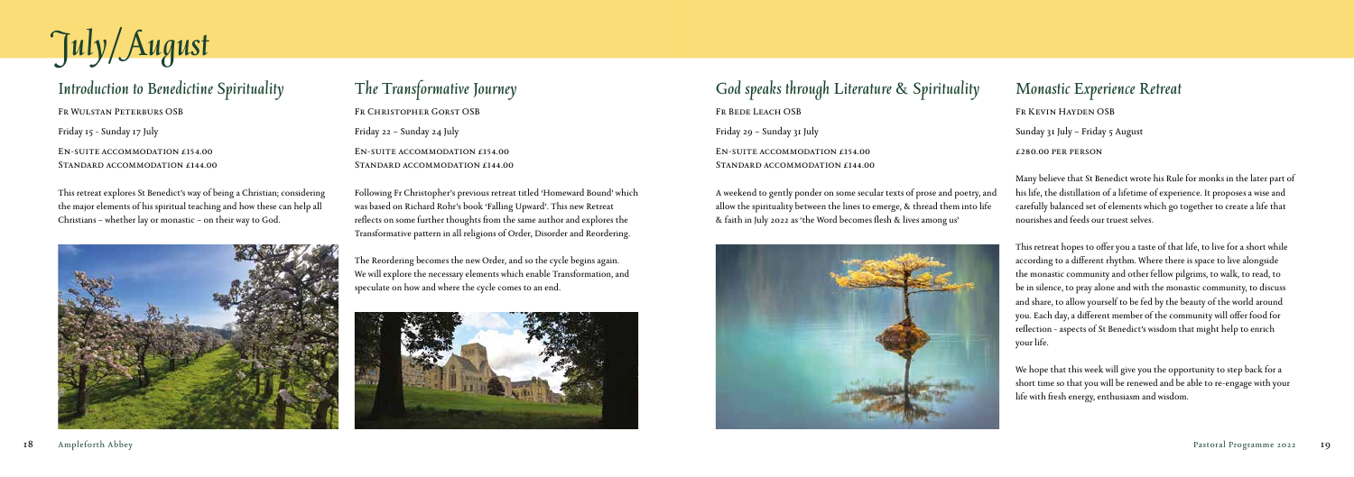# July/August

## Introduction to Benedictine Spirituality

Fr Wulstan Peterburs OSB

Friday 15 - Sunday 17 July

En-suite accommodation £154.00
Standard accommodation £144.00

This retreat explores St Benedict's way of being a Christian; considering the major elements of his spiritual teaching and how these can help all Christians – whether lay or monastic – on their way to God.

## The Transformative Journey

Fr Christopher Gorst OSB

Friday 22 – Sunday 24 July

En-suite accommodation £154.00
Standard accommodation £144.00

Following Fr Christopher's previous retreat titled 'Homeward Bound' which was based on Richard Rohr's book 'Falling Upward'. This new Retreat reflects on some further thoughts from the same author and explores the Transformative pattern in all religions of Order, Disorder and Reordering.

The Reordering becomes the new Order, and so the cycle begins again. We will explore the necessary elements which enable Transformation, and speculate on how and where the cycle comes to an end.

## God speaks through Literature & Spirituality

Fr Bede Leach OSB

Friday 29 – Sunday 31 July

En-suite accommodation £154.00
Standard accommodation £144.00

A weekend to gently ponder on some secular texts of prose and poetry, and allow the spirituality between the lines to emerge, & thread them into life & faith in July 2022 as 'the Word becomes flesh & lives among us'

## Monastic Experience Retreat

Fr Kevin Hayden OSB

Sunday 31 July – Friday 5 August

£280.00 per person

Many believe that St Benedict wrote his Rule for monks in the later part of his life, the distillation of a lifetime of experience. It proposes a wise and carefully balanced set of elements which go together to create a life that nourishes and feeds our truest selves.

This retreat hopes to offer you a taste of that life, to live for a short while according to a different rhythm. Where there is space to live alongside the monastic community and other fellow pilgrims, to walk, to read, to be in silence, to pray alone and with the monastic community, to discuss and share, to allow yourself to be fed by the beauty of the world around you. Each day, a different member of the community will offer food for reflection - aspects of St Benedict's wisdom that might help to enrich your life.

We hope that this week will give you the opportunity to step back for a short time so that you will be renewed and be able to re-engage with your life with fresh energy, enthusiasm and wisdom.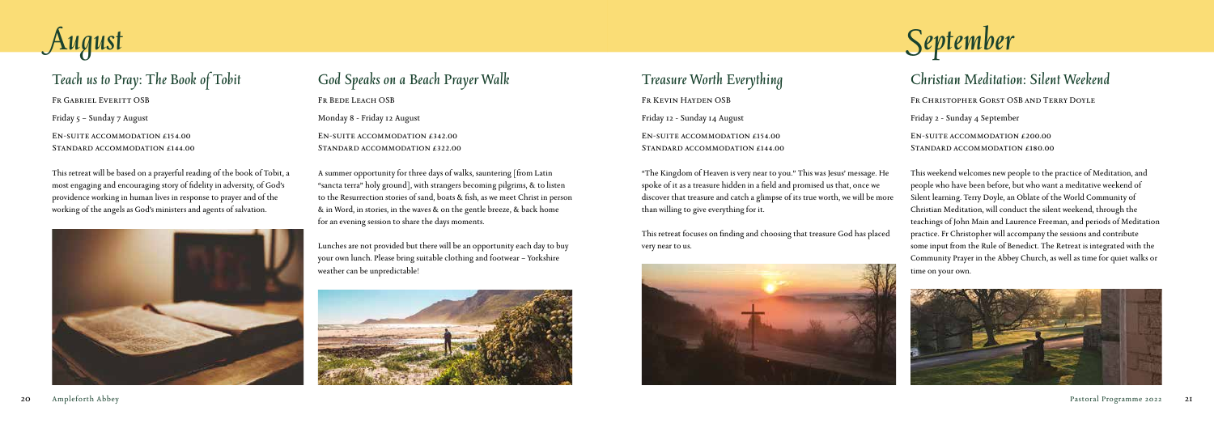# August

## Teach us to Pray: The Book of Tobit

Fr Gabriel Everitt OSB

Friday 5 – Sunday 7 August

En-suite accommodation £154.00
Standard accommodation £144.00

This retreat will be based on a prayerful reading of the book of Tobit, a most engaging and encouraging story of fidelity in adversity, of God's providence working in human lives in response to prayer and of the working of the angels as God's ministers and agents of salvation.

## God Speaks on a Beach Prayer Walk

Fr Bede Leach OSB

Monday 8 - Friday 12 August

En-suite accommodation £342.00
Standard accommodation £322.00

A summer opportunity for three days of walks, sauntering [from Latin "sancta terra" holy ground], with strangers becoming pilgrims, & to listen to the Resurrection stories of sand, boats & fish, as we meet Christ in person & in Word, in stories, in the waves & on the gentle breeze, & back home for an evening session to share the days moments.

Lunches are not provided but there will be an opportunity each day to buy your own lunch. Please bring suitable clothing and footwear – Yorkshire weather can be unpredictable!

## Treasure Worth Everything

Fr Kevin Hayden OSB

Friday 12 - Sunday 14 August

En-suite accommodation £154.00
Standard accommodation £144.00

"The Kingdom of Heaven is very near to you." This was Jesus' message. He spoke of it as a treasure hidden in a field and promised us that, once we discover that treasure and catch a glimpse of its true worth, we will be more than willing to give everything for it.

This retreat focuses on finding and choosing that treasure God has placed very near to us.

# September

## Christian Meditation: Silent Weekend

Fr Christopher Gorst OSB and Terry Doyle

Friday 2 - Sunday 4 September

En-suite accommodation £200.00
Standard accommodation £180.00

This weekend welcomes new people to the practice of Meditation, and people who have been before, but who want a meditative weekend of Silent learning. Terry Doyle, an Oblate of the World Community of Christian Meditation, will conduct the silent weekend, through the teachings of John Main and Laurence Freeman, and periods of Meditation practice. Fr Christopher will accompany the sessions and contribute some input from the Rule of Benedict. The Retreat is integrated with the Community Prayer in the Abbey Church, as well as time for quiet walks or time on your own.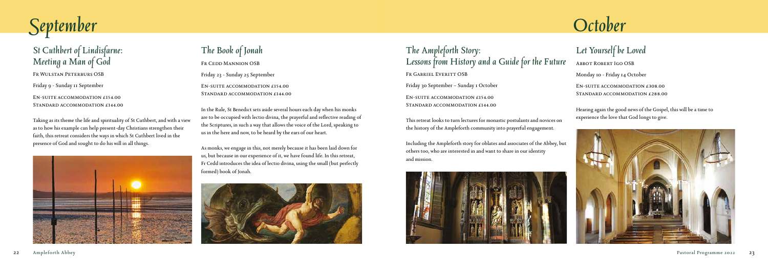# September

## St Cuthbert of Lindisfarne: Meeting a Man of God

Fr Wulstan Peterburs OSB

Friday 9 - Sunday 11 September

En-suite accommodation £154.00
Standard accommodation £144.00

Taking as its theme the life and spirituality of St Cuthbert, and with a view as to how his example can help present-day Christians strengthen their faith, this retreat considers the ways in which St Cuthbert lived in the presence of God and sought to do his will in all things.

## The Book of Jonah

Fr Cedd Mannion OSB

Friday 23 - Sunday 25 September

En-suite accommodation £154.00
Standard accommodation £144.00

In the Rule, St Benedict sets aside several hours each day when his monks are to be occupied with lectio divina, the prayerful and reflective reading of the Scriptures, in such a way that allows the voice of the Lord, speaking to us in the here and now, to be heard by the ears of our heart.

As monks, we engage in this, not merely because it has been laid down for us, but because in our experience of it, we have found life. In this retreat, Fr Cedd introduces the idea of lectio divina, using the small (but perfectly formed) book of Jonah.

## The Ampleforth Story: Lessons from History and a Guide for the Future

Fr Gabriel Everitt OSB

Friday 30 September – Sunday 1 October

En-suite accommodation £154.00
Standard accommodation £144.00

This retreat looks to turn lectures for monastic postulants and novices on the history of the Ampleforth community into prayerful engagement.

Including the Ampleforth story for oblates and associates of the Abbey, but others too, who are interested in and want to share in our identity and mission.

# October

## Let Yourself be Loved

Abbot Robert Igo OSB

Monday 10 - Friday 14 October

En-suite accommodation £308.00
Standard accommodation £288.00

Hearing again the good news of the Gospel, this will be a time to experience the love that God longs to give.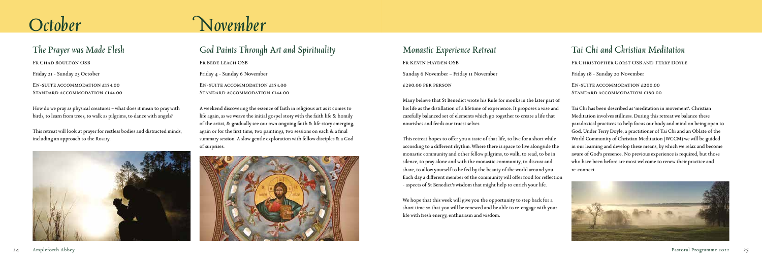# October

## The Prayer was Made Flesh

Fr Chad Boulton OSB

Friday 21 - Sunday 23 October

En-suite accommodation £154.00
Standard accommodation £144.00

How do we pray as physical creatures – what does it mean to pray with birds, to learn from trees, to walk as pilgrims, to dance with angels?

This retreat will look at prayer for restless bodies and distracted minds, including an approach to the Rosary.

# November

## God Paints Through Art and Spirituality

Fr Bede Leach OSB

Friday 4 - Sunday 6 November

En-suite accommodation £154.00
Standard accommodation £144.00

A weekend discovering the essence of faith in religious art as it comes to life again, as we weave the initial gospel story with the faith life & homily of the artist, & gradually see our own ongoing faith & life story emerging, again or for the first time; two paintings, two sessions on each & a final summary session. A slow gentle exploration with fellow disciples & a God of surprises.

## Monastic Experience Retreat

Fr Kevin Hayden OSB

Sunday 6 November – Friday 11 November

£280.00 per person

Many believe that St Benedict wrote his Rule for monks in the later part of his life as the distillation of a lifetime of experience. It proposes a wise and carefully balanced set of elements which go together to create a life that nourishes and feeds our truest selves.

This retreat hopes to offer you a taste of that life, to live for a short while according to a different rhythm. Where there is space to live alongside the monastic community and other fellow pilgrims, to walk, to read, to be in silence, to pray alone and with the monastic community, to discuss and share, to allow yourself to be fed by the beauty of the world around you. Each day a different member of the community will offer food for reflection - aspects of St Benedict's wisdom that might help to enrich your life.

We hope that this week will give you the opportunity to step back for a short time so that you will be renewed and be able to re-engage with your life with fresh energy, enthusiasm and wisdom.

## Tai Chi and Christian Meditation

Fr Christopher Gorst OSB and Terry Doyle

Friday 18 - Sunday 20 November

En-suite accommodation £200.00
Standard accommodation £180.00

Tai Chi has been described as 'meditation in movement'. Christian Meditation involves stillness. During this retreat we balance these paradoxical practices to help focus our body and mind on being open to God. Under Terry Doyle, a practitioner of Tai Chi and an Oblate of the World Community of Christian Meditation (WCCM) we will be guided in our learning and develop these means, by which we relax and become aware of God's presence. No previous experience is required, but those who have been before are most welcome to renew their practice and re-connect.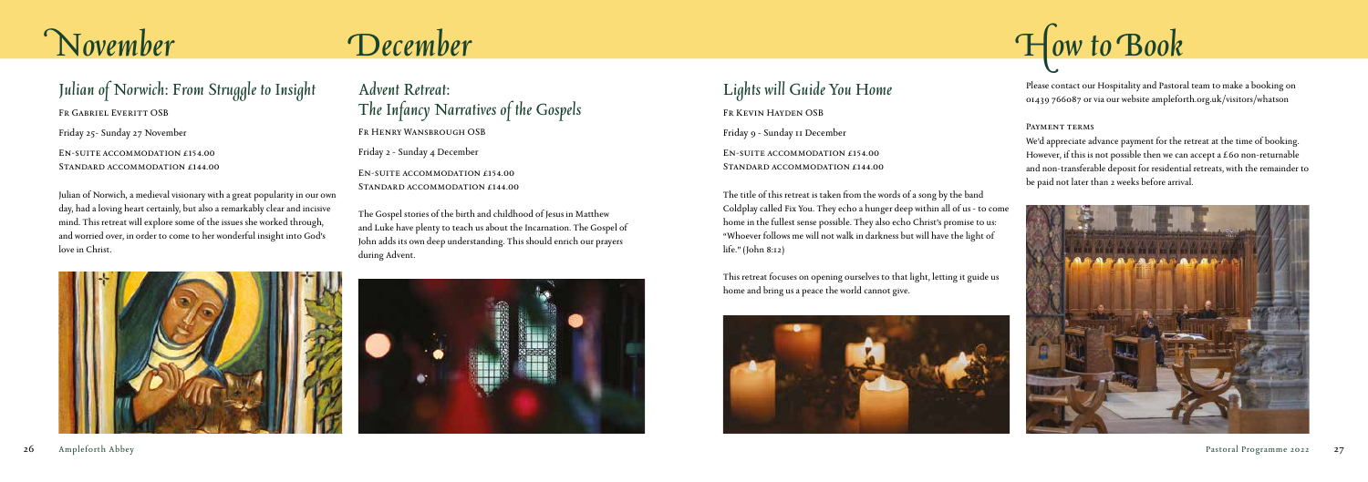# November

## Julian of Norwich: From Struggle to Insight

Fr Gabriel Everitt OSB

Friday 25- Sunday 27 November

En-suite accommodation £154.00
Standard accommodation £144.00

Julian of Norwich, a medieval visionary with a great popularity in our own day, had a loving heart certainly, but also a remarkably clear and incisive mind. This retreat will explore some of the issues she worked through, and worried over, in order to come to her wonderful insight into God's love in Christ.

# December

## Advent Retreat: The Infancy Narratives of the Gospels

Fr Henry Wansbrough OSB

Friday 2 - Sunday 4 December

En-suite accommodation £154.00
Standard accommodation £144.00

The Gospel stories of the birth and childhood of Jesus in Matthew and Luke have plenty to teach us about the Incarnation. The Gospel of John adds its own deep understanding. This should enrich our prayers during Advent.

## Lights will Guide You Home

Fr Kevin Hayden OSB

Friday 9 - Sunday 11 December

En-suite accommodation £154.00
Standard accommodation £144.00

The title of this retreat is taken from the words of a song by the band Coldplay called Fix You. They echo a hunger deep within all of us - to come home in the fullest sense possible. They also echo Christ's promise to us: "Whoever follows me will not walk in darkness but will have the light of life." (John 8:12)

This retreat focuses on opening ourselves to that light, letting it guide us home and bring us a peace the world cannot give.

# How to Book

Please contact our Hospitality and Pastoral team to make a booking on 01439 766087 or via our website ampleforth.org.uk/visitors/whatson

Payment terms

We'd appreciate advance payment for the retreat at the time of booking. However, if this is not possible then we can accept a £60 non-returnable and non-transferable deposit for residential retreats, with the remainder to be paid not later than 2 weeks before arrival.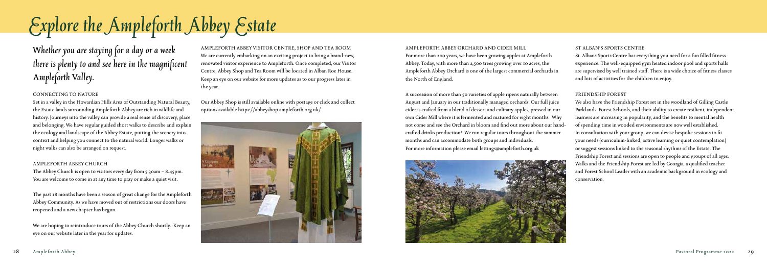# Explore the Ampleforth Abbey Estate

## Whether you are staying for a day or a week there is plenty to and see here in the magnificent Ampleforth Valley.

### CONNECTING TO NATURE

Set in a valley in the Howardian Hills Area of Outstanding Natural Beauty, the Estate lands surrounding Ampleforth Abbey are rich in wildlife and history. Journeys into the valley can provide a real sense of discovery, place and belonging. We have regular guided short walks to describe and explain the ecology and landscape of the Abbey Estate, putting the scenery into context and helping you connect to the natural world. Longer walks or night walks can also be arranged on request.

### AMPLEFORTH ABBEY CHURCH

The Abbey Church is open to visitors every day from 5.30am – 8.45pm. You are welcome to come in at any time to pray or make a quiet visit.

The past 18 months have been a season of great change for the Ampleforth Abbey Community. As we have moved out of restrictions our doors have reopened and a new chapter has begun.

We are hoping to reintroduce tours of the Abbey Church shortly. Keep an eye on our website later in the year for updates.

### AMPLEFORTH ABBEY VISITOR CENTRE, SHOP AND TEA ROOM

We are currently embarking on an exciting project to bring a brand-new, renovated visitor experience to Ampleforth. Once completed, our Visitor Centre, Abbey Shop and Tea Room will be located in Alban Roe House. Keep an eye on our website for more updates as to our progress later in the year.

Our Abbey Shop is still available online with postage or click and collect options available https://abbeyshop.ampleforth.org.uk/

### AMPLEFORTH ABBEY ORCHARD AND CIDER MILL

For more than 200 years, we have been growing apples at Ampleforth Abbey. Today, with more than 2,500 trees growing over 10 acres, the Ampleforth Abbey Orchard is one of the largest commercial orchards in the North of England.

A succession of more than 50 varieties of apple ripens naturally between August and January in our traditionally managed orchards. Our full juice cider is crafted from a blend of dessert and culinary apples, pressed in our own Cider Mill where it is fermented and matured for eight months. Why not come and see the Orchard in bloom and find out more about our hand-crafted drinks production? We run regular tours throughout the summer months and can accommodate both groups and individuals.
For more information please email lettings@ampleforth.org.uk

### ST ALBAN'S SPORTS CENTRE

St. Albans Sports Centre has everything you need for a fun filled fitness experience. The well-equipped gym heated indoor pool and sports halls are supervised by well trained staff. There is a wide choice of fitness classes and lots of activities for the children to enjoy.

### FRIENDSHIP FOREST

We also have the Friendship Forest set in the woodland of Gilling Castle Parklands. Forest Schools, and their ability to create resilient, independent learners are increasing in popularity, and the benefits to mental health of spending time in wooded environments are now well established. In consultation with your group, we can devise bespoke sessions to fit your needs (curriculum-linked, active learning or quiet contemplation) or suggest sessions linked to the seasonal rhythms of the Estate. The Friendship Forest and sessions are open to people and groups of all ages. Walks and the Friendship Forest are led by Georgia, a qualified teacher and Forest School Leader with an academic background in ecology and conservation.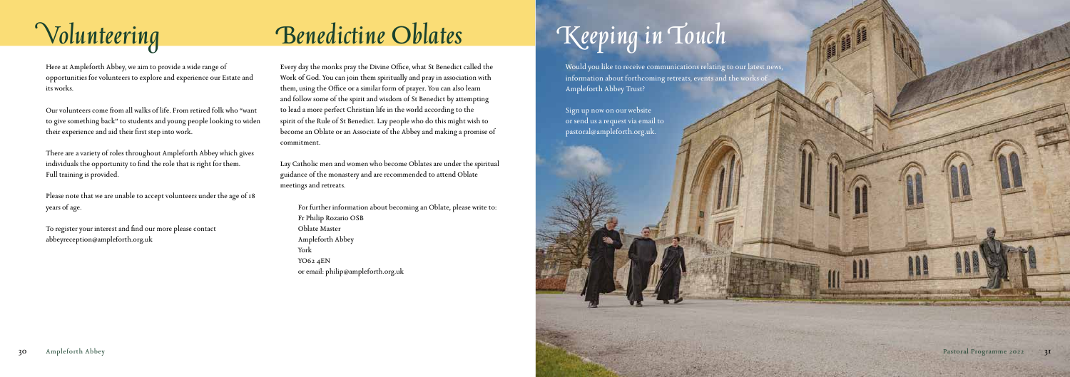# Volunteering

Here at Ampleforth Abbey, we aim to provide a wide range of opportunities for volunteers to explore and experience our Estate and its works.

Our volunteers come from all walks of life. From retired folk who "want to give something back" to students and young people looking to widen their experience and aid their first step into work.

There are a variety of roles throughout Ampleforth Abbey which gives individuals the opportunity to find the role that is right for them. Full training is provided.

Please note that we are unable to accept volunteers under the age of 18 years of age.

To register your interest and find our more please contact abbeyreception@ampleforth.org.uk

# Benedictine Oblates

Every day the monks pray the Divine Office, what St Benedict called the Work of God. You can join them spiritually and pray in association with them, using the Office or a similar form of prayer. You can also learn and follow some of the spirit and wisdom of St Benedict by attempting to lead a more perfect Christian life in the world according to the spirit of the Rule of St Benedict. Lay people who do this might wish to become an Oblate or an Associate of the Abbey and making a promise of commitment.

Lay Catholic men and women who become Oblates are under the spiritual guidance of the monastery and are recommended to attend Oblate meetings and retreats.

For further information about becoming an Oblate, please write to:
Fr Philip Rozario OSB
Oblate Master
Ampleforth Abbey
York
YO62 4EN
or email: philip@ampleforth.org.uk

# Keeping in Touch

Would you like to receive communications relating to our latest news, information about forthcoming retreats, events and the works of Ampleforth Abbey Trust?

Sign up now on our website or send us a request via email to pastoral@ampleforth.org.uk.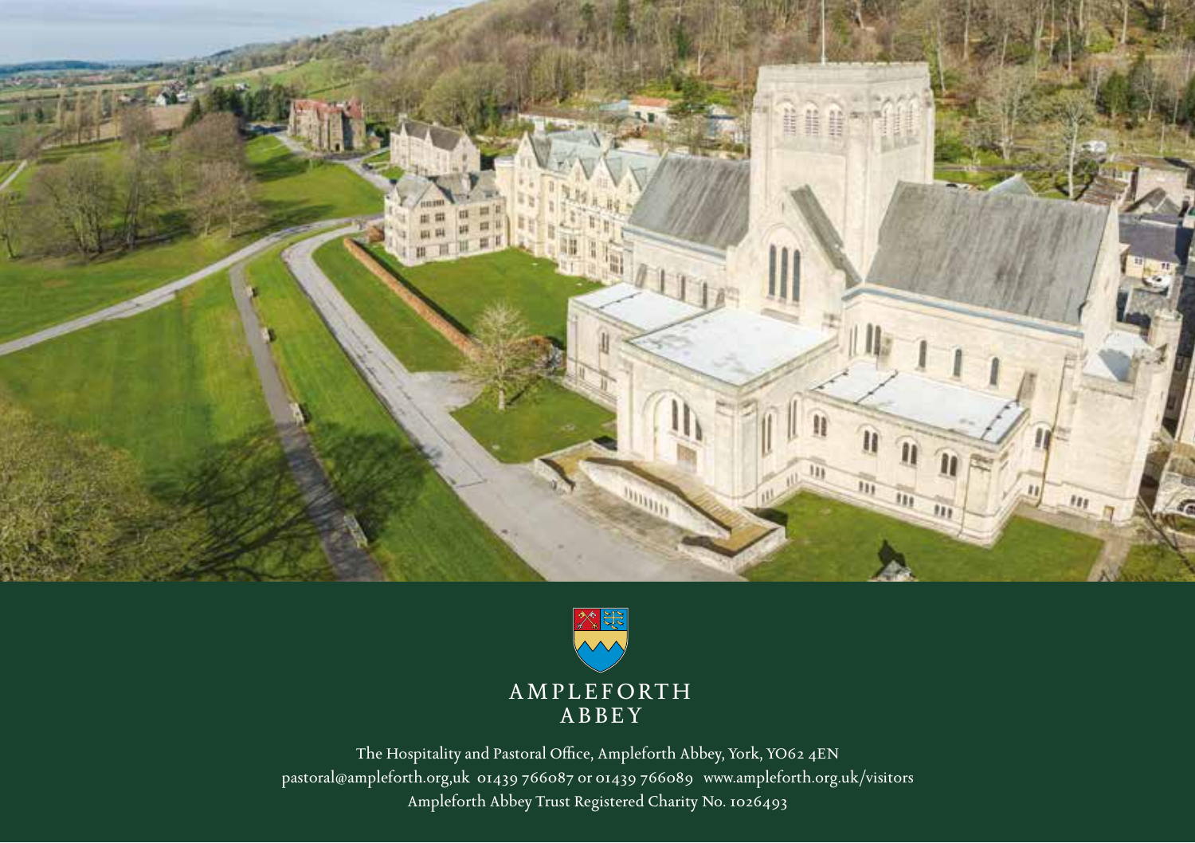AMPLEFORTH
ABBEY

The Hospitality and Pastoral Office, Ampleforth Abbey, York, YO62 4EN
pastoral@ampleforth.org,uk 01439 766087 or 01439 766089 www.ampleforth.org.uk/visitors
Ampleforth Abbey Trust Registered Charity No. 1026493